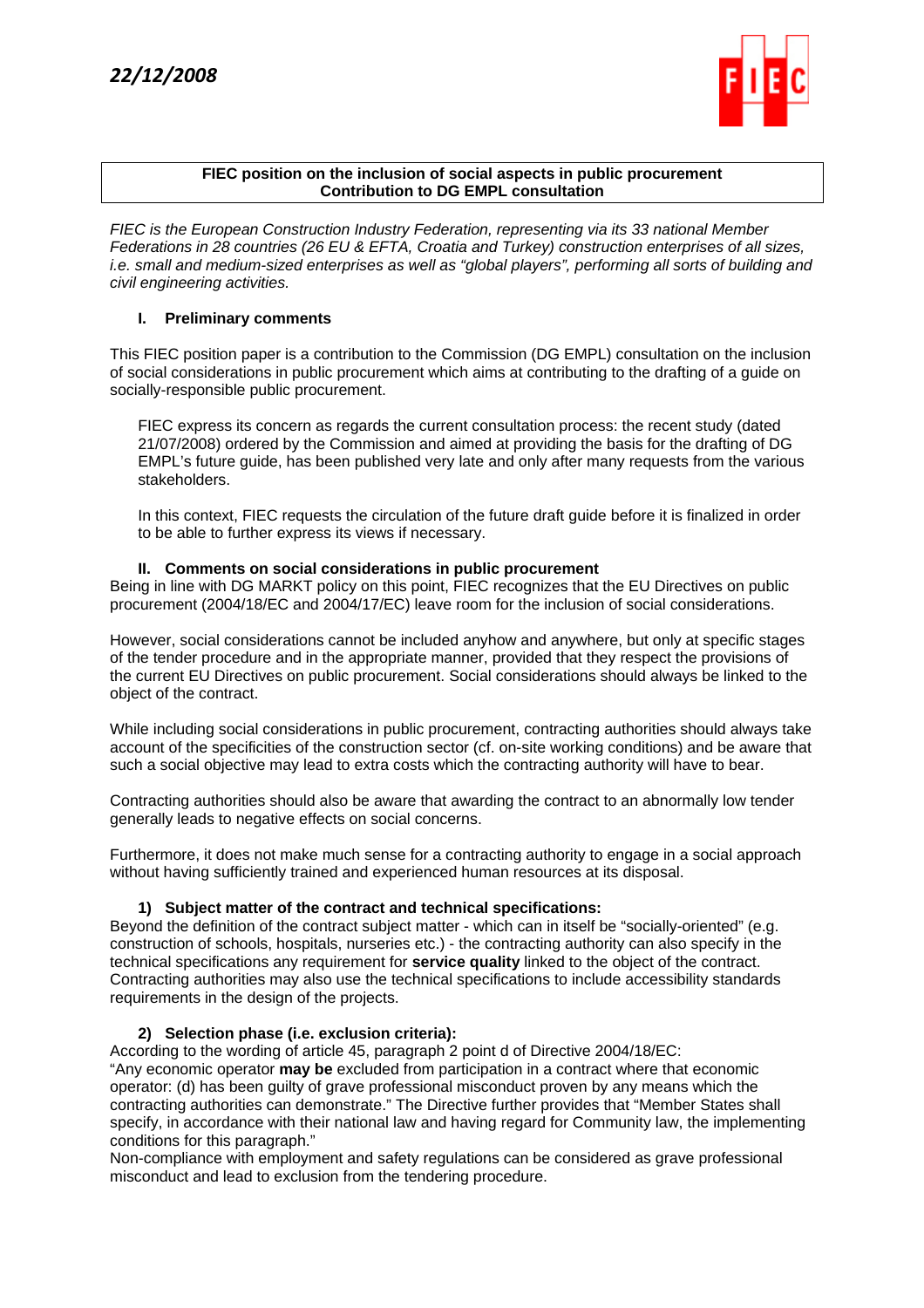*22/12/2008*

FIEC

**FIEC position on the inclusion of social aspects in public procurement**
**Contribution to DG EMPL consultation**

*FIEC is the European Construction Industry Federation, representing via its 33 national Member Federations in 28 countries (26 EU & EFTA, Croatia and Turkey) construction enterprises of all sizes, i.e. small and medium-sized enterprises as well as "global players", performing all sorts of building and civil engineering activities.*

## I. Preliminary comments

This FIEC position paper is a contribution to the Commission (DG EMPL) consultation on the inclusion of social considerations in public procurement which aims at contributing to the drafting of a guide on socially-responsible public procurement.

FIEC express its concern as regards the current consultation process: the recent study (dated 21/07/2008) ordered by the Commission and aimed at providing the basis for the drafting of DG EMPL's future guide, has been published very late and only after many requests from the various stakeholders.

In this context, FIEC requests the circulation of the future draft guide before it is finalized in order to be able to further express its views if necessary.

## II. Comments on social considerations in public procurement

Being in line with DG MARKT policy on this point, FIEC recognizes that the EU Directives on public procurement (2004/18/EC and 2004/17/EC) leave room for the inclusion of social considerations.

However, social considerations cannot be included anyhow and anywhere, but only at specific stages of the tender procedure and in the appropriate manner, provided that they respect the provisions of the current EU Directives on public procurement. Social considerations should always be linked to the object of the contract.

While including social considerations in public procurement, contracting authorities should always take account of the specificities of the construction sector (cf. on-site working conditions) and be aware that such a social objective may lead to extra costs which the contracting authority will have to bear.

Contracting authorities should also be aware that awarding the contract to an abnormally low tender generally leads to negative effects on social concerns.

Furthermore, it does not make much sense for a contracting authority to engage in a social approach without having sufficiently trained and experienced human resources at its disposal.

### 1) Subject matter of the contract and technical specifications:

Beyond the definition of the contract subject matter - which can in itself be "socially-oriented" (e.g. construction of schools, hospitals, nurseries etc.) - the contracting authority can also specify in the technical specifications any requirement for **service quality** linked to the object of the contract. Contracting authorities may also use the technical specifications to include accessibility standards requirements in the design of the projects.

### 2) Selection phase (i.e. exclusion criteria):

According to the wording of article 45, paragraph 2 point d of Directive 2004/18/EC:
"Any economic operator **may be** excluded from participation in a contract where that economic operator: (d) has been guilty of grave professional misconduct proven by any means which the contracting authorities can demonstrate." The Directive further provides that "Member States shall specify, in accordance with their national law and having regard for Community law, the implementing conditions for this paragraph."
Non-compliance with employment and safety regulations can be considered as grave professional misconduct and lead to exclusion from the tendering procedure.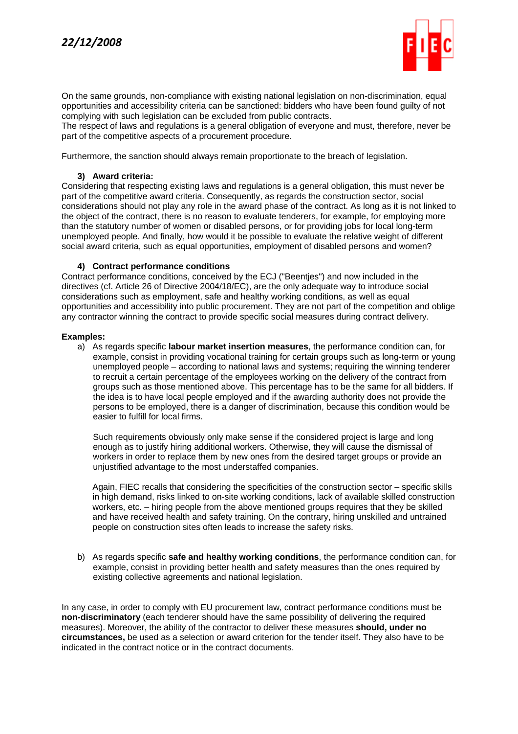On the same grounds, non-compliance with existing national legislation on non-discrimination, equal opportunities and accessibility criteria can be sanctioned: bidders who have been found guilty of not complying with such legislation can be excluded from public contracts.
The respect of laws and regulations is a general obligation of everyone and must, therefore, never be part of the competitive aspects of a procurement procedure.

Furthermore, the sanction should always remain proportionate to the breach of legislation.

**3) Award criteria:**

Considering that respecting existing laws and regulations is a general obligation, this must never be part of the competitive award criteria. Consequently, as regards the construction sector, social considerations should not play any role in the award phase of the contract. As long as it is not linked to the object of the contract, there is no reason to evaluate tenderers, for example, for employing more than the statutory number of women or disabled persons, or for providing jobs for local long-term unemployed people. And finally, how would it be possible to evaluate the relative weight of different social award criteria, such as equal opportunities, employment of disabled persons and women?

**4) Contract performance conditions**

Contract performance conditions, conceived by the ECJ ("Beentjes") and now included in the directives (cf. Article 26 of Directive 2004/18/EC), are the only adequate way to introduce social considerations such as employment, safe and healthy working conditions, as well as equal opportunities and accessibility into public procurement. They are not part of the competition and oblige any contractor winning the contract to provide specific social measures during contract delivery.

**Examples:**

a) As regards specific **labour market insertion measures**, the performance condition can, for example, consist in providing vocational training for certain groups such as long-term or young unemployed people – according to national laws and systems; requiring the winning tenderer to recruit a certain percentage of the employees working on the delivery of the contract from groups such as those mentioned above. This percentage has to be the same for all bidders. If the idea is to have local people employed and if the awarding authority does not provide the persons to be employed, there is a danger of discrimination, because this condition would be easier to fulfill for local firms.

   Such requirements obviously only make sense if the considered project is large and long enough as to justify hiring additional workers. Otherwise, they will cause the dismissal of workers in order to replace them by new ones from the desired target groups or provide an unjustified advantage to the most understaffed companies.

   Again, FIEC recalls that considering the specificities of the construction sector – specific skills in high demand, risks linked to on-site working conditions, lack of available skilled construction workers, etc. – hiring people from the above mentioned groups requires that they be skilled and have received health and safety training. On the contrary, hiring unskilled and untrained people on construction sites often leads to increase the safety risks.

b) As regards specific **safe and healthy working conditions**, the performance condition can, for example, consist in providing better health and safety measures than the ones required by existing collective agreements and national legislation.

In any case, in order to comply with EU procurement law, contract performance conditions must be **non-discriminatory** (each tenderer should have the same possibility of delivering the required measures). Moreover, the ability of the contractor to deliver these measures **should, under no circumstances,** be used as a selection or award criterion for the tender itself. They also have to be indicated in the contract notice or in the contract documents.